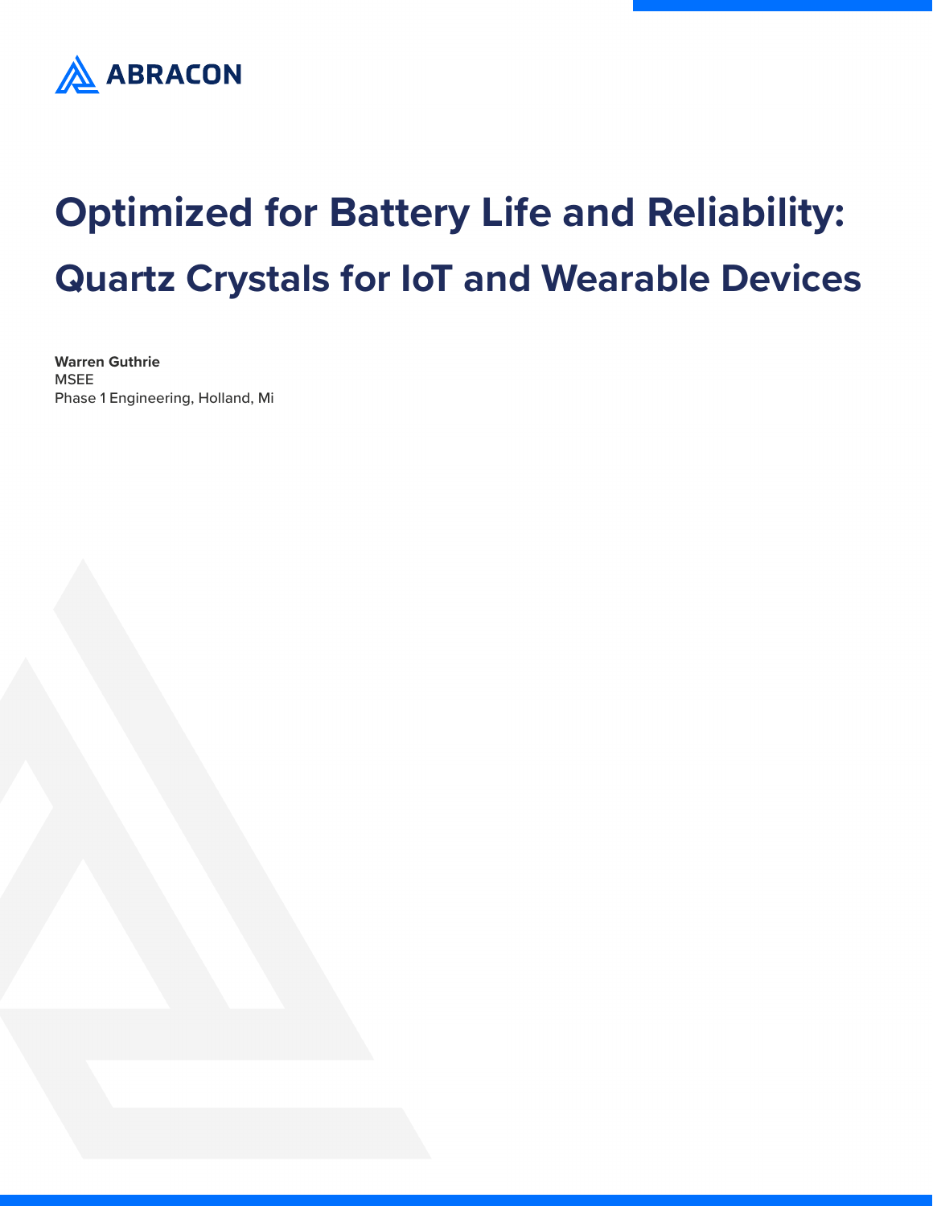ABRACON

# Optimized for Battery Life and Reliability:

# Quartz Crystals for IoT and Wearable Devices

**Warren Guthrie**
MSEE
Phase 1 Engineering, Holland, Mi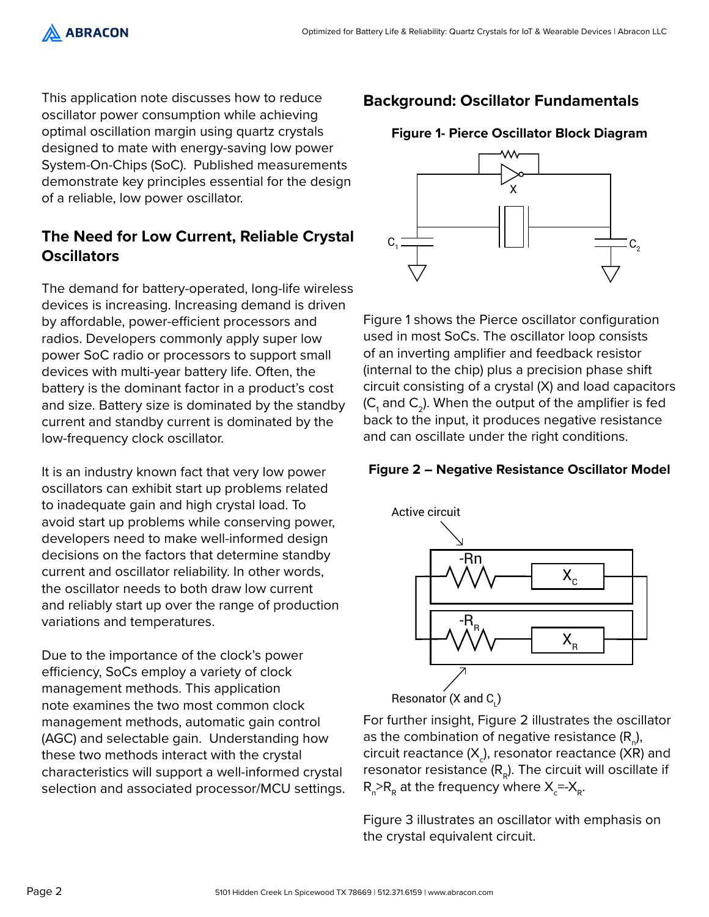This application note discusses how to reduce oscillator power consumption while achieving optimal oscillation margin using quartz crystals designed to mate with energy-saving low power System-On-Chips (SoC). Published measurements demonstrate key principles essential for the design of a reliable, low power oscillator.

## The Need for Low Current, Reliable Crystal Oscillators

The demand for battery-operated, long-life wireless devices is increasing. Increasing demand is driven by affordable, power-efficient processors and radios. Developers commonly apply super low power SoC radio or processors to support small devices with multi-year battery life. Often, the battery is the dominant factor in a product's cost and size. Battery size is dominated by the standby current and standby current is dominated by the low-frequency clock oscillator.

It is an industry known fact that very low power oscillators can exhibit start up problems related to inadequate gain and high crystal load. To avoid start up problems while conserving power, developers need to make well-informed design decisions on the factors that determine standby current and oscillator reliability. In other words, the oscillator needs to both draw low current and reliably start up over the range of production variations and temperatures.

Due to the importance of the clock's power efficiency, SoCs employ a variety of clock management methods. This application note examines the two most common clock management methods, automatic gain control (AGC) and selectable gain. Understanding how these two methods interact with the crystal characteristics will support a well-informed crystal selection and associated processor/MCU settings.

## Background: Oscillator Fundamentals

**Figure 1- Pierce Oscillator Block Diagram**

Figure 1 shows the Pierce oscillator configuration used in most SoCs. The oscillator loop consists of an inverting amplifier and feedback resistor (internal to the chip) plus a precision phase shift circuit consisting of a crystal (X) and load capacitors ($C_1$ and $C_2$). When the output of the amplifier is fed back to the input, it produces negative resistance and can oscillate under the right conditions.

**Figure 2 – Negative Resistance Oscillator Model**

For further insight, Figure 2 illustrates the oscillator as the combination of negative resistance ($R_n$), circuit reactance ($X_c$), resonator reactance (XR) and resonator resistance ($R_R$). The circuit will oscillate if $R_n > R_R$ at the frequency where $X_c = -X_R$.

Figure 3 illustrates an oscillator with emphasis on the crystal equivalent circuit.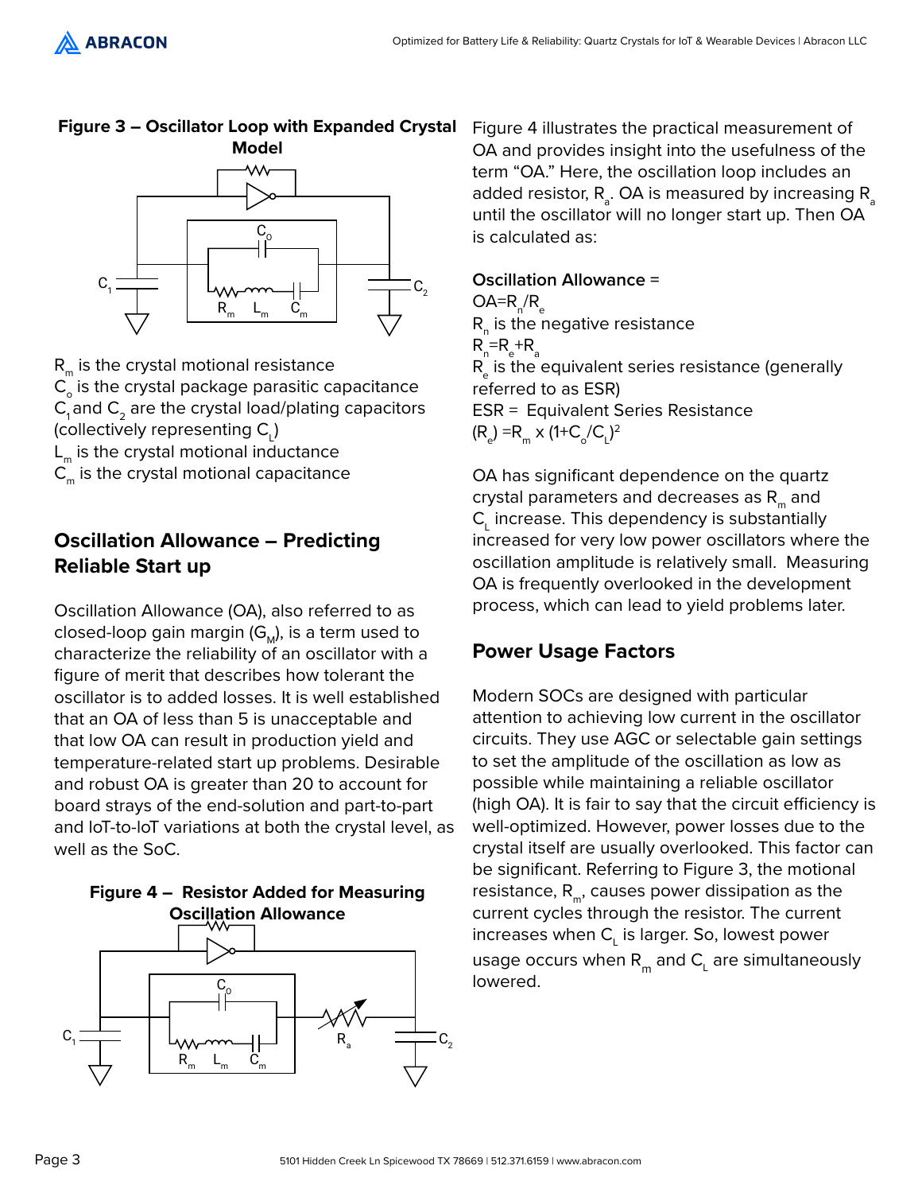**Figure 3 – Oscillator Loop with Expanded Crystal Model**

$R_m$ is the crystal motional resistance
$C_o$ is the crystal package parasitic capacitance
$C_1$ and $C_2$ are the crystal load/plating capacitors (collectively representing $C_L$)
$L_m$ is the crystal motional inductance
$C_m$ is the crystal motional capacitance

## Oscillation Allowance – Predicting Reliable Start up

Oscillation Allowance (OA), also referred to as closed-loop gain margin ($G_M$), is a term used to characterize the reliability of an oscillator with a figure of merit that describes how tolerant the oscillator is to added losses. It is well established that an OA of less than 5 is unacceptable and that low OA can result in production yield and temperature-related start up problems. Desirable and robust OA is greater than 20 to account for board strays of the end-solution and part-to-part and IoT-to-IoT variations at both the crystal level, as well as the SoC.

**Figure 4 – Resistor Added for Measuring Oscillation Allowance**

Figure 4 illustrates the practical measurement of OA and provides insight into the usefulness of the term "OA." Here, the oscillation loop includes an added resistor, $R_a$. OA is measured by increasing $R_a$ until the oscillator will no longer start up. Then OA is calculated as:

**Oscillation Allowance =**
$OA=R_n/R_e$
$R_n$ is the negative resistance
$R_n=R_e+R_a$
$R_e$ is the equivalent series resistance (generally referred to as ESR)
ESR = Equivalent Series Resistance
$(R_e)=R_m \times (1+C_o/C_L)^2$

OA has significant dependence on the quartz crystal parameters and decreases as $R_m$ and $C_L$ increase. This dependency is substantially increased for very low power oscillators where the oscillation amplitude is relatively small. Measuring OA is frequently overlooked in the development process, which can lead to yield problems later.

## Power Usage Factors

Modern SOCs are designed with particular attention to achieving low current in the oscillator circuits. They use AGC or selectable gain settings to set the amplitude of the oscillation as low as possible while maintaining a reliable oscillator (high OA). It is fair to say that the circuit efficiency is well-optimized. However, power losses due to the crystal itself are usually overlooked. This factor can be significant. Referring to Figure 3, the motional resistance, $R_m$, causes power dissipation as the current cycles through the resistor. The current increases when $C_L$ is larger. So, lowest power usage occurs when $R_m$ and $C_L$ are simultaneously lowered.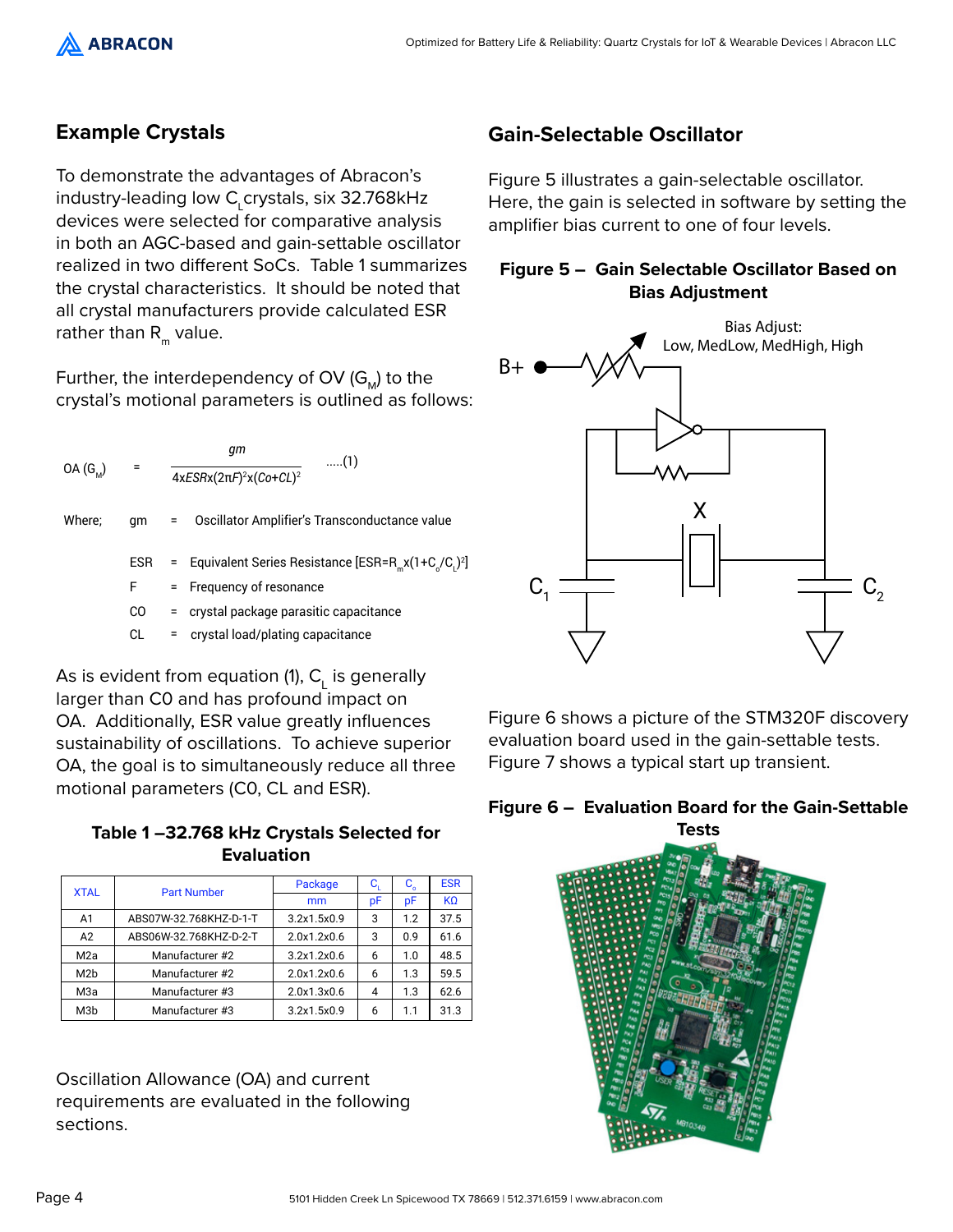## Example Crystals

To demonstrate the advantages of Abracon's industry-leading low $C_L$ crystals, six 32.768kHz devices were selected for comparative analysis in both an AGC-based and gain-settable oscillator realized in two different SoCs. Table 1 summarizes the crystal characteristics. It should be noted that all crystal manufacturers provide calculated ESR rather than $R_m$ value.

Further, the interdependency of OV ($G_M$) to the crystal's motional parameters is outlined as follows:

$$OA\ (G_M) = \frac{gm}{4 \times ESR \times (2\pi F)^2 \times (Co+CL)^2} \quad .....(1)$$

Where;
- gm = Oscillator Amplifier's Transconductance value
- ESR = Equivalent Series Resistance [$ESR=R_m x(1+C_o/C_L)^2$]
- F = Frequency of resonance
- CO = crystal package parasitic capacitance
- CL = crystal load/plating capacitance

As is evident from equation (1), $C_L$ is generally larger than C0 and has profound impact on OA. Additionally, ESR value greatly influences sustainability of oscillations. To achieve superior OA, the goal is to simultaneously reduce all three motional parameters (C0, CL and ESR).

**Table 1 –32.768 kHz Crystals Selected for Evaluation**

| XTAL | Part Number | Package mm | $C_L$ pF | $C_o$ pF | ESR KΩ |
|---|---|---|---|---|---|
| A1 | ABS07W-32.768KHZ-D-1-T | 3.2x1.5x0.9 | 3 | 1.2 | 37.5 |
| A2 | ABS06W-32.768KHZ-D-2-T | 2.0x1.2x0.6 | 3 | 0.9 | 61.6 |
| M2a | Manufacturer #2 | 3.2x1.2x0.6 | 6 | 1.0 | 48.5 |
| M2b | Manufacturer #2 | 2.0x1.2x0.6 | 6 | 1.3 | 59.5 |
| M3a | Manufacturer #3 | 2.0x1.3x0.6 | 4 | 1.3 | 62.6 |
| M3b | Manufacturer #3 | 3.2x1.5x0.9 | 6 | 1.1 | 31.3 |

Oscillation Allowance (OA) and current requirements are evaluated in the following sections.

## Gain-Selectable Oscillator

Figure 5 illustrates a gain-selectable oscillator. Here, the gain is selected in software by setting the amplifier bias current to one of four levels.

**Figure 5 – Gain Selectable Oscillator Based on Bias Adjustment**

Figure 6 shows a picture of the STM320F discovery evaluation board used in the gain-settable tests. Figure 7 shows a typical start up transient.

**Figure 6 – Evaluation Board for the Gain-Settable Tests**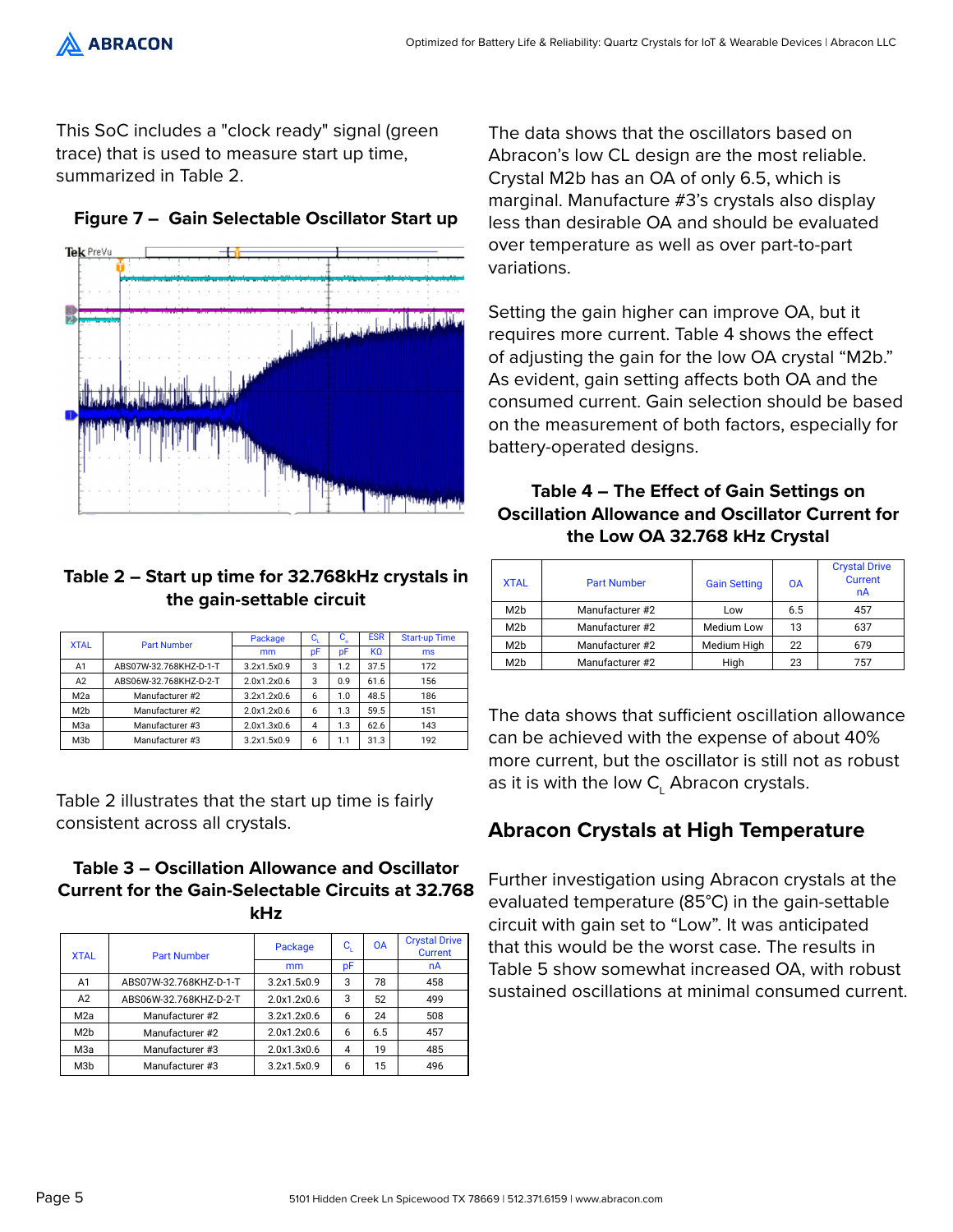This SoC includes a "clock ready" signal (green trace) that is used to measure start up time, summarized in Table 2.

**Figure 7 – Gain Selectable Oscillator Start up**

**Table 2 – Start up time for 32.768kHz crystals in the gain-settable circuit**

| XTAL | Part Number | Package | $C_L$ | $C_o$ | ESR | Start-up Time |
|---|---|---|---|---|---|---|
| | | mm | pF | pF | KΩ | ms |
| A1 | ABS07W-32.768KHZ-D-1-T | 3.2x1.5x0.9 | 3 | 1.2 | 37.5 | 172 |
| A2 | ABS06W-32.768KHZ-D-2-T | 2.0x1.2x0.6 | 3 | 0.9 | 61.6 | 156 |
| M2a | Manufacturer #2 | 3.2x1.2x0.6 | 6 | 1.0 | 48.5 | 186 |
| M2b | Manufacturer #2 | 2.0x1.2x0.6 | 6 | 1.3 | 59.5 | 151 |
| M3a | Manufacturer #3 | 2.0x1.3x0.6 | 4 | 1.3 | 62.6 | 143 |
| M3b | Manufacturer #3 | 3.2x1.5x0.9 | 6 | 1.1 | 31.3 | 192 |

Table 2 illustrates that the start up time is fairly consistent across all crystals.

**Table 3 – Oscillation Allowance and Oscillator Current for the Gain-Selectable Circuits at 32.768 kHz**

| XTAL | Part Number | Package | $C_L$ | OA | Crystal Drive Current |
|---|---|---|---|---|---|
| | | mm | pF | | nA |
| A1 | ABS07W-32.768KHZ-D-1-T | 3.2x1.5x0.9 | 3 | 78 | 458 |
| A2 | ABS06W-32.768KHZ-D-2-T | 2.0x1.2x0.6 | 3 | 52 | 499 |
| M2a | Manufacturer #2 | 3.2x1.2x0.6 | 6 | 24 | 508 |
| M2b | Manufacturer #2 | 2.0x1.2x0.6 | 6 | 6.5 | 457 |
| M3a | Manufacturer #3 | 2.0x1.3x0.6 | 4 | 19 | 485 |
| M3b | Manufacturer #3 | 3.2x1.5x0.9 | 6 | 15 | 496 |

The data shows that the oscillators based on Abracon's low CL design are the most reliable. Crystal M2b has an OA of only 6.5, which is marginal. Manufacture #3's crystals also display less than desirable OA and should be evaluated over temperature as well as over part-to-part variations.

Setting the gain higher can improve OA, but it requires more current. Table 4 shows the effect of adjusting the gain for the low OA crystal "M2b." As evident, gain setting affects both OA and the consumed current. Gain selection should be based on the measurement of both factors, especially for battery-operated designs.

**Table 4 – The Effect of Gain Settings on Oscillation Allowance and Oscillator Current for the Low OA 32.768 kHz Crystal**

| XTAL | Part Number | Gain Setting | OA | Crystal Drive Current nA |
|---|---|---|---|---|
| M2b | Manufacturer #2 | Low | 6.5 | 457 |
| M2b | Manufacturer #2 | Medium Low | 13 | 637 |
| M2b | Manufacturer #2 | Medium High | 22 | 679 |
| M2b | Manufacturer #2 | High | 23 | 757 |

The data shows that sufficient oscillation allowance can be achieved with the expense of about 40% more current, but the oscillator is still not as robust as it is with the low $C_L$ Abracon crystals.

## Abracon Crystals at High Temperature

Further investigation using Abracon crystals at the evaluated temperature (85°C) in the gain-settable circuit with gain set to "Low". It was anticipated that this would be the worst case. The results in Table 5 show somewhat increased OA, with robust sustained oscillations at minimal consumed current.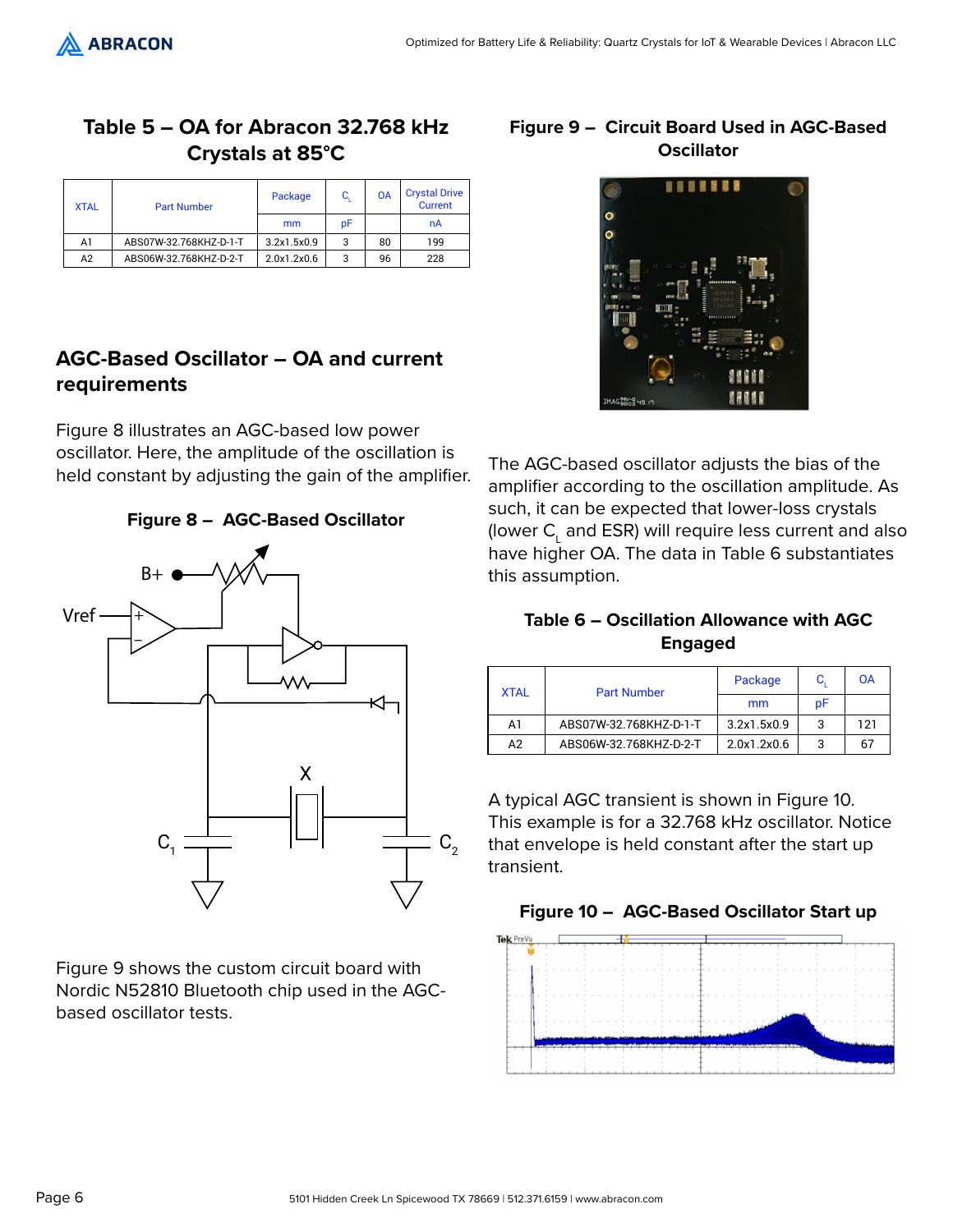## Table 5 – OA for Abracon 32.768 kHz Crystals at 85°C

| XTAL | Part Number | Package | $C_L$ | OA | Crystal Drive Current |
|---|---|---|---|---|---|
| | | mm | pF | | nA |
| A1 | ABS07W-32.768KHZ-D-1-T | 3.2x1.5x0.9 | 3 | 80 | 199 |
| A2 | ABS06W-32.768KHZ-D-2-T | 2.0x1.2x0.6 | 3 | 96 | 228 |

## AGC-Based Oscillator – OA and current requirements

Figure 8 illustrates an AGC-based low power oscillator. Here, the amplitude of the oscillation is held constant by adjusting the gain of the amplifier.

**Figure 8 – AGC-Based Oscillator**

Figure 9 shows the custom circuit board with Nordic N52810 Bluetooth chip used in the AGC-based oscillator tests.

**Figure 9 – Circuit Board Used in AGC-Based Oscillator**

The AGC-based oscillator adjusts the bias of the amplifier according to the oscillation amplitude. As such, it can be expected that lower-loss crystals (lower $C_L$ and ESR) will require less current and also have higher OA. The data in Table 6 substantiates this assumption.

## Table 6 – Oscillation Allowance with AGC Engaged

| XTAL | Part Number | Package | $C_L$ | OA |
|---|---|---|---|---|
| | | mm | pF | |
| A1 | ABS07W-32.768KHZ-D-1-T | 3.2x1.5x0.9 | 3 | 121 |
| A2 | ABS06W-32.768KHZ-D-2-T | 2.0x1.2x0.6 | 3 | 67 |

A typical AGC transient is shown in Figure 10. This example is for a 32.768 kHz oscillator. Notice that envelope is held constant after the start up transient.

**Figure 10 – AGC-Based Oscillator Start up**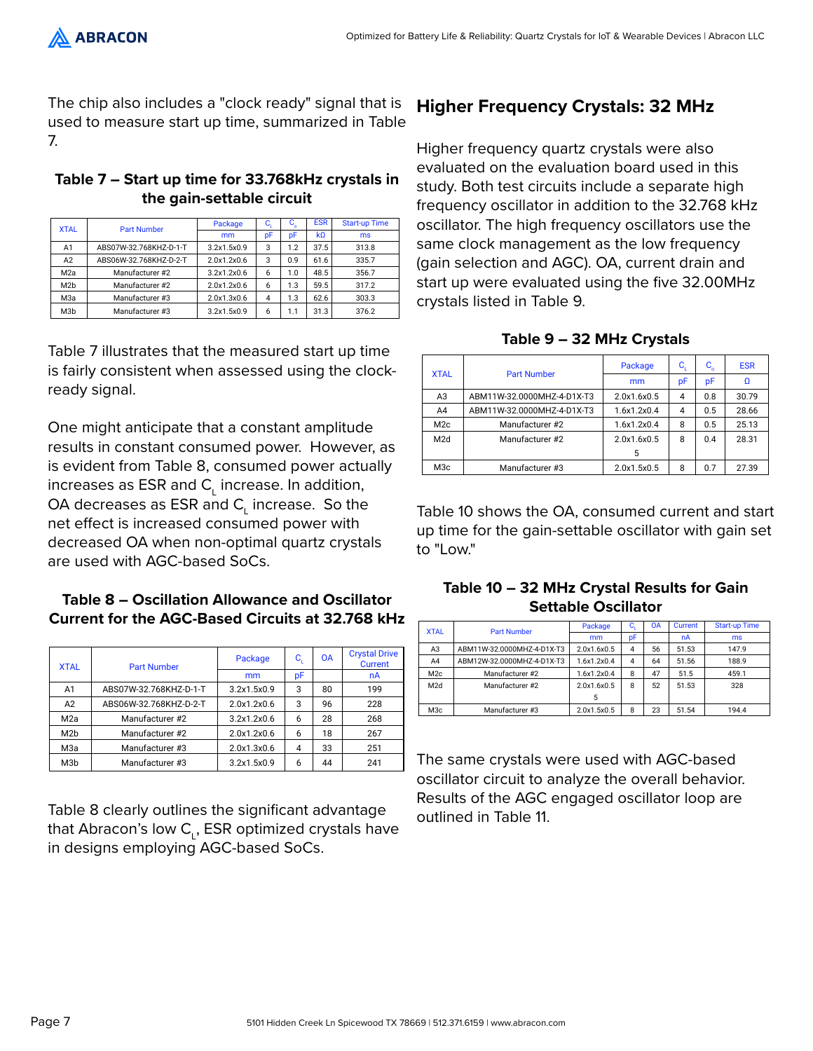The chip also includes a "clock ready" signal that is used to measure start up time, summarized in Table 7.

**Table 7 – Start up time for 33.768kHz crystals in the gain-settable circuit**

| XTAL | Part Number | Package | $C_L$ | $C_o$ | ESR | Start-up Time |
|---|---|---|---|---|---|---|
| | | mm | pF | pF | kΩ | ms |
| A1 | ABS07W-32.768KHZ-D-1-T | 3.2x1.5x0.9 | 3 | 1.2 | 37.5 | 313.8 |
| A2 | ABS06W-32.768KHZ-D-2-T | 2.0x1.2x0.6 | 3 | 0.9 | 61.6 | 335.7 |
| M2a | Manufacturer #2 | 3.2x1.2x0.6 | 6 | 1.0 | 48.5 | 356.7 |
| M2b | Manufacturer #2 | 2.0x1.2x0.6 | 6 | 1.3 | 59.5 | 317.2 |
| M3a | Manufacturer #3 | 2.0x1.3x0.6 | 4 | 1.3 | 62.6 | 303.3 |
| M3b | Manufacturer #3 | 3.2x1.5x0.9 | 6 | 1.1 | 31.3 | 376.2 |

Table 7 illustrates that the measured start up time is fairly consistent when assessed using the clock-ready signal.

One might anticipate that a constant amplitude results in constant consumed power. However, as is evident from Table 8, consumed power actually increases as ESR and $C_L$ increase. In addition, OA decreases as ESR and $C_L$ increase. So the net effect is increased consumed power with decreased OA when non-optimal quartz crystals are used with AGC-based SoCs.

**Table 8 – Oscillation Allowance and Oscillator Current for the AGC-Based Circuits at 32.768 kHz**

| XTAL | Part Number | Package | $C_L$ | OA | Crystal Drive Current |
|---|---|---|---|---|---|
| | | mm | pF | | nA |
| A1 | ABS07W-32.768KHZ-D-1-T | 3.2x1.5x0.9 | 3 | 80 | 199 |
| A2 | ABS06W-32.768KHZ-D-2-T | 2.0x1.2x0.6 | 3 | 96 | 228 |
| M2a | Manufacturer #2 | 3.2x1.2x0.6 | 6 | 28 | 268 |
| M2b | Manufacturer #2 | 2.0x1.2x0.6 | 6 | 18 | 267 |
| M3a | Manufacturer #3 | 2.0x1.3x0.6 | 4 | 33 | 251 |
| M3b | Manufacturer #3 | 3.2x1.5x0.9 | 6 | 44 | 241 |

Table 8 clearly outlines the significant advantage that Abracon's low $C_L$, ESR optimized crystals have in designs employing AGC-based SoCs.

## Higher Frequency Crystals: 32 MHz

Higher frequency quartz crystals were also evaluated on the evaluation board used in this study. Both test circuits include a separate high frequency oscillator in addition to the 32.768 kHz oscillator. The high frequency oscillators use the same clock management as the low frequency (gain selection and AGC). OA, current drain and start up were evaluated using the five 32.00MHz crystals listed in Table 9.

**Table 9 – 32 MHz Crystals**

| XTAL | Part Number | Package | $C_L$ | $C_o$ | ESR |
|---|---|---|---|---|---|
| | | mm | pF | pF | Ω |
| A3 | ABM11W-32.0000MHZ-4-D1X-T3 | 2.0x1.6x0.5 | 4 | 0.8 | 30.79 |
| A4 | ABM11W-32.0000MHZ-4-D1X-T3 | 1.6x1.2x0.4 | 4 | 0.5 | 28.66 |
| M2c | Manufacturer #2 | 1.6x1.2x0.4 | 8 | 0.5 | 25.13 |
| M2d | Manufacturer #2 | 2.0x1.6x0.5 5 | 8 | 0.4 | 28.31 |
| M3c | Manufacturer #3 | 2.0x1.5x0.5 | 8 | 0.7 | 27.39 |

Table 10 shows the OA, consumed current and start up time for the gain-settable oscillator with gain set to "Low."

**Table 10 – 32 MHz Crystal Results for Gain Settable Oscillator**

| XTAL | Part Number | Package | $C_L$ | OA | Current | Start-up Time |
|---|---|---|---|---|---|---|
| | | mm | pF | | nA | ms |
| A3 | ABM11W-32.0000MHZ-4-D1X-T3 | 2.0x1.6x0.5 | 4 | 56 | 51.53 | 147.9 |
| A4 | ABM12W-32.0000MHZ-4-D1X-T3 | 1.6x1.2x0.4 | 4 | 64 | 51.56 | 188.9 |
| M2c | Manufacturer #2 | 1.6x1.2x0.4 | 8 | 47 | 51.5 | 459.1 |
| M2d | Manufacturer #2 | 2.0x1.6x0.5 5 | 8 | 52 | 51.53 | 328 |
| M3c | Manufacturer #3 | 2.0x1.5x0.5 | 8 | 23 | 51.54 | 194.4 |

The same crystals were used with AGC-based oscillator circuit to analyze the overall behavior. Results of the AGC engaged oscillator loop are outlined in Table 11.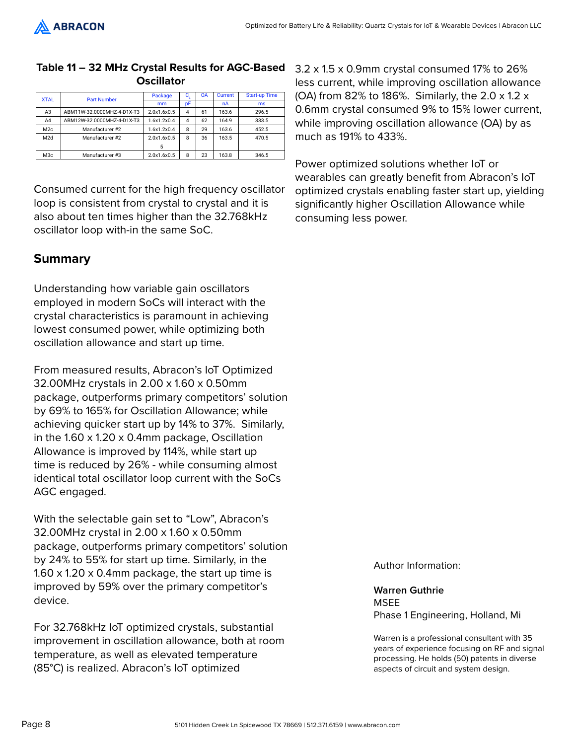**Table 11 – 32 MHz Crystal Results for AGC-Based Oscillator**

| XTAL | Part Number | Package | $C_L$ | OA | Current | Start-up Time |
|---|---|---|---|---|---|---|
| | | mm | pF | | nA | ms |
| A3 | ABM11W-32.0000MHZ-4-D1X-T3 | 2.0x1.6x0.5 | 4 | 61 | 163.6 | 296.5 |
| A4 | ABM12W-32.0000MHZ-4-D1X-T3 | 1.6x1.2x0.4 | 4 | 62 | 164.9 | 333.5 |
| M2c | Manufacturer #2 | 1.6x1.2x0.4 | 8 | 29 | 163.6 | 452.5 |
| M2d | Manufacturer #2 | 2.0x1.6x0.5 5 | 8 | 36 | 163.5 | 470.5 |
| M3c | Manufacturer #3 | 2.0x1.6x0.5 | 8 | 23 | 163.8 | 346.5 |

Consumed current for the high frequency oscillator loop is consistent from crystal to crystal and it is also about ten times higher than the 32.768kHz oscillator loop with-in the same SoC.

## Summary

Understanding how variable gain oscillators employed in modern SoCs will interact with the crystal characteristics is paramount in achieving lowest consumed power, while optimizing both oscillation allowance and start up time.

From measured results, Abracon's IoT Optimized 32.00MHz crystals in 2.00 x 1.60 x 0.50mm package, outperforms primary competitors' solution by 69% to 165% for Oscillation Allowance; while achieving quicker start up by 14% to 37%. Similarly, in the 1.60 x 1.20 x 0.4mm package, Oscillation Allowance is improved by 114%, while start up time is reduced by 26% - while consuming almost identical total oscillator loop current with the SoCs AGC engaged.

With the selectable gain set to "Low", Abracon's 32.00MHz crystal in 2.00 x 1.60 x 0.50mm package, outperforms primary competitors' solution by 24% to 55% for start up time. Similarly, in the 1.60 x 1.20 x 0.4mm package, the start up time is improved by 59% over the primary competitor's device.

For 32.768kHz IoT optimized crystals, substantial improvement in oscillation allowance, both at room temperature, as well as elevated temperature (85°C) is realized. Abracon's IoT optimized 3.2 x 1.5 x 0.9mm crystal consumed 17% to 26% less current, while improving oscillation allowance (OA) from 82% to 186%. Similarly, the 2.0 x 1.2 x 0.6mm crystal consumed 9% to 15% lower current, while improving oscillation allowance (OA) by as much as 191% to 433%.

Power optimized solutions whether IoT or wearables can greatly benefit from Abracon's IoT optimized crystals enabling faster start up, yielding significantly higher Oscillation Allowance while consuming less power.

Author Information:

**Warren Guthrie**
MSEE
Phase 1 Engineering, Holland, Mi

Warren is a professional consultant with 35 years of experience focusing on RF and signal processing. He holds (50) patents in diverse aspects of circuit and system design.